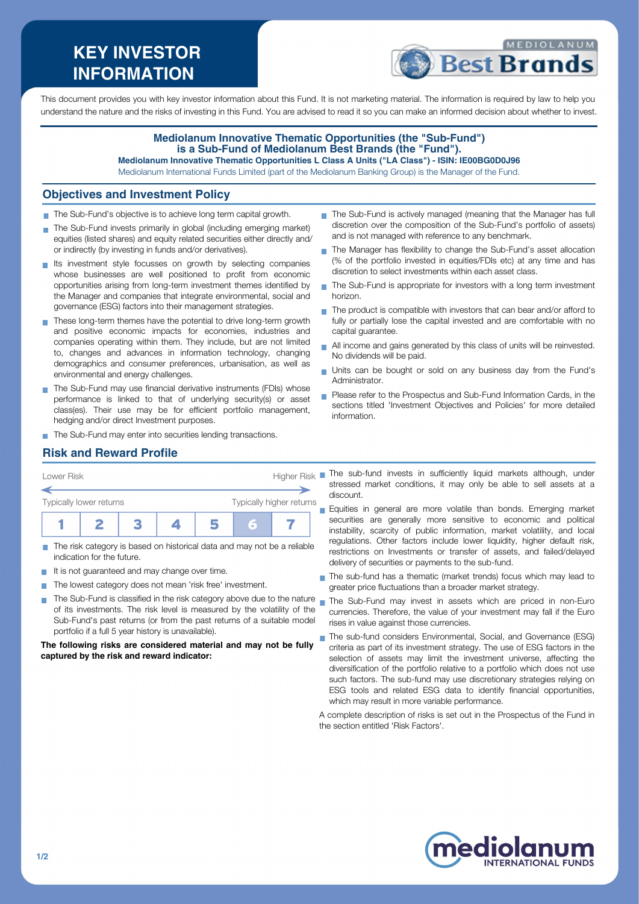# KEY INVESTOR INFORMATION

This document provides you with key investor information about this Fund. It is not marketing material. The information is required by law to help you understand the nature and the risks of investing in this Fund. You are advised to read it so you can make an informed decision about whether to invest.

**Mediolanum Innovative Thematic Opportunities (the "Sub-Fund") is a Sub-Fund of Mediolanum Best Brands (the "Fund").**

**Mediolanum Innovative Thematic Opportunities L Class A Units ("LA Class") - ISIN: IE00BG0D0J96**

Mediolanum International Funds Limited (part of the Mediolanum Banking Group) is the Manager of the Fund.

## Objectives and Investment Policy

- The Sub-Fund's objective is to achieve long term capital growth.
- The Sub-Fund invests primarily in global (including emerging market) equities (listed shares) and equity related securities either directly and/or indirectly (by investing in funds and/or derivatives).
- Its investment style focusses on growth by selecting companies whose businesses are well positioned to profit from economic opportunities arising from long-term investment themes identified by the Manager and companies that integrate environmental, social and governance (ESG) factors into their management strategies.
- These long-term themes have the potential to drive long-term growth and positive economic impacts for economies, industries and companies operating within them. They include, but are not limited to, changes and advances in information technology, changing demographics and consumer preferences, urbanisation, as well as environmental and energy challenges.
- The Sub-Fund may use financial derivative instruments (FDIs) whose performance is linked to that of underlying security(s) or asset class(es). Their use may be for efficient portfolio management, hedging and/or direct Investment purposes.
- The Sub-Fund may enter into securities lending transactions.
- The Sub-Fund is actively managed (meaning that the Manager has full discretion over the composition of the Sub-Fund's portfolio of assets) and is not managed with reference to any benchmark.
- The Manager has flexibility to change the Sub-Fund's asset allocation (% of the portfolio invested in equities/FDIs etc) at any time and has discretion to select investments within each asset class.
- The Sub-Fund is appropriate for investors with a long term investment horizon.
- The product is compatible with investors that can bear and/or afford to fully or partially lose the capital invested and are comfortable with no capital guarantee.
- All income and gains generated by this class of units will be reinvested. No dividends will be paid.
- Units can be bought or sold on any business day from the Fund's Administrator.
- Please refer to the Prospectus and Sub-Fund Information Cards, in the sections titled 'Investment Objectives and Policies' for more detailed information.

## Risk and Reward Profile

Lower Risk — Higher Risk

Typically lower returns — Typically higher returns

| 1 | 2 | 3 | 4 | 5 | **6** | 7 |
|---|---|---|---|---|---|---|

- The risk category is based on historical data and may not be a reliable indication for the future.
- It is not guaranteed and may change over time.
- The lowest category does not mean 'risk free' investment.
- The Sub-Fund is classified in the risk category above due to the nature of its investments. The risk level is measured by the volatility of the Sub-Fund's past returns (or from the past returns of a suitable model portfolio if a full 5 year history is unavailable).

**The following risks are considered material and may not be fully captured by the risk and reward indicator:**

- The sub-fund invests in sufficiently liquid markets although, under stressed market conditions, it may only be able to sell assets at a discount.
- Equities in general are more volatile than bonds. Emerging market securities are generally more sensitive to economic and political instability, scarcity of public information, market volatility, and local regulations. Other factors include lower liquidity, higher default risk, restrictions on Investments or transfer of assets, and failed/delayed delivery of securities or payments to the sub-fund.
- The sub-fund has a thematic (market trends) focus which may lead to greater price fluctuations than a broader market strategy.
- The Sub-Fund may invest in assets which are priced in non-Euro currencies. Therefore, the value of your investment may fall if the Euro rises in value against those currencies.
- The sub-fund considers Environmental, Social, and Governance (ESG) criteria as part of its investment strategy. The use of ESG factors in the selection of assets may limit the investment universe, affecting the diversification of the portfolio relative to a portfolio which does not use such factors. The sub-fund may use discretionary strategies relying on ESG tools and related ESG data to identify financial opportunities, which may result in more variable performance.

A complete description of risks is set out in the Prospectus of the Fund in the section entitled 'Risk Factors'.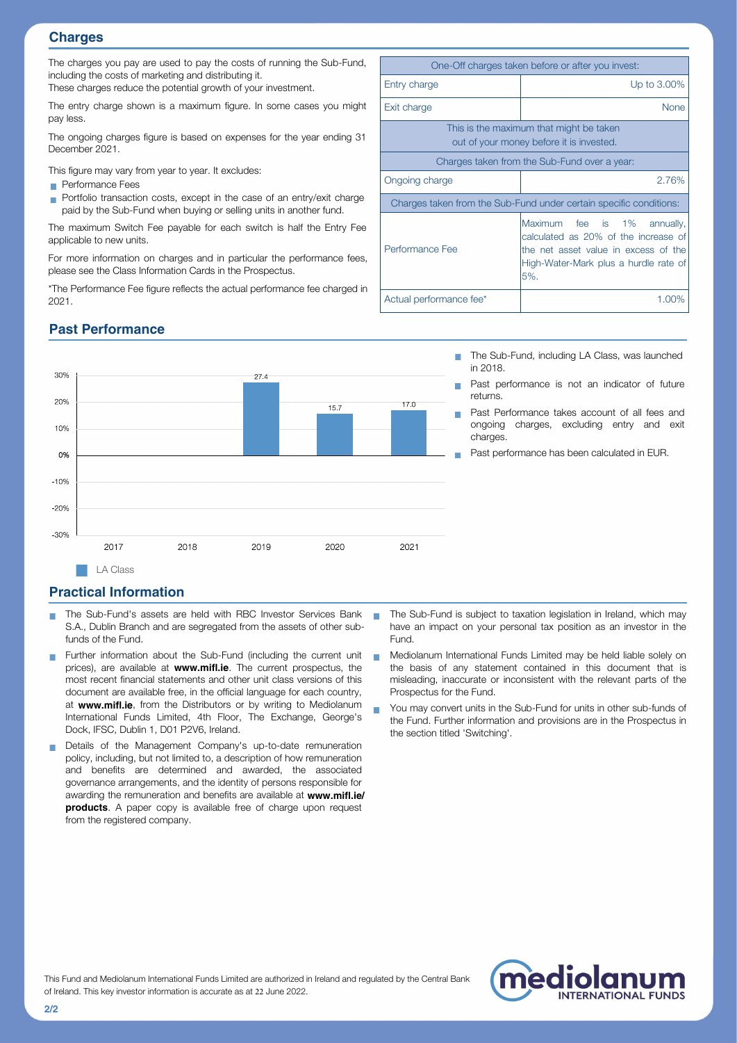## Charges

The charges you pay are used to pay the costs of running the Sub-Fund, including the costs of marketing and distributing it.
These charges reduce the potential growth of your investment.

The entry charge shown is a maximum figure. In some cases you might pay less.

The ongoing charges figure is based on expenses for the year ending 31 December 2021.

This figure may vary from year to year. It excludes:

- Performance Fees
- Portfolio transaction costs, except in the case of an entry/exit charge paid by the Sub-Fund when buying or selling units in another fund.

The maximum Switch Fee payable for each switch is half the Entry Fee applicable to new units.

For more information on charges and in particular the performance fees, please see the Class Information Cards in the Prospectus.

*The Performance Fee figure reflects the actual performance fee charged in 2021.

| One-Off charges taken before or after you invest: | |
|---|---|
| Entry charge | Up to 3.00% |
| Exit charge | None |
| This is the maximum that might be taken out of your money before it is invested. | |
| Charges taken from the Sub-Fund over a year: | |
| Ongoing charge | 2.76% |
| Charges taken from the Sub-Fund under certain specific conditions: | |
| Performance Fee | Maximum fee is 1% annually, calculated as 20% of the increase of the net asset value in excess of the High-Water-Mark plus a hurdle rate of 5%. |
| Actual performance fee* | 1.00% |

## Past Performance

30%
20%
10%
0%
-10%
-20%
-30%

27.4
15.7
17.0

2017 2018 2019 2020 2021

LA Class

- The Sub-Fund, including LA Class, was launched in 2018.
- Past performance is not an indicator of future returns.
- Past Performance takes account of all fees and ongoing charges, excluding entry and exit charges.
- Past performance has been calculated in EUR.

## Practical Information

- The Sub-Fund's assets are held with RBC Investor Services Bank S.A., Dublin Branch and are segregated from the assets of other sub-funds of the Fund.
- Further information about the Sub-Fund (including the current unit prices), are available at **www.mifl.ie**. The current prospectus, the most recent financial statements and other unit class versions of this document are available free, in the official language for each country, at **www.mifl.ie**, from the Distributors or by writing to Mediolanum International Funds Limited, 4th Floor, The Exchange, George's Dock, IFSC, Dublin 1, D01 P2V6, Ireland.
- Details of the Management Company's up-to-date remuneration policy, including, but not limited to, a description of how remuneration and benefits are determined and awarded, the associated governance arrangements, and the identity of persons responsible for awarding the remuneration and benefits are available at **www.mifl.ie/products**. A paper copy is available free of charge upon request from the registered company.
- The Sub-Fund is subject to taxation legislation in Ireland, which may have an impact on your personal tax position as an investor in the Fund.
- Mediolanum International Funds Limited may be held liable solely on the basis of any statement contained in this document that is misleading, inaccurate or inconsistent with the relevant parts of the Prospectus for the Fund.
- You may convert units in the Sub-Fund for units in other sub-funds of the Fund. Further information and provisions are in the Prospectus in the section titled 'Switching'.

This Fund and Mediolanum International Funds Limited are authorized in Ireland and regulated by the Central Bank of Ireland. This key investor information is accurate as at 22 June 2022.